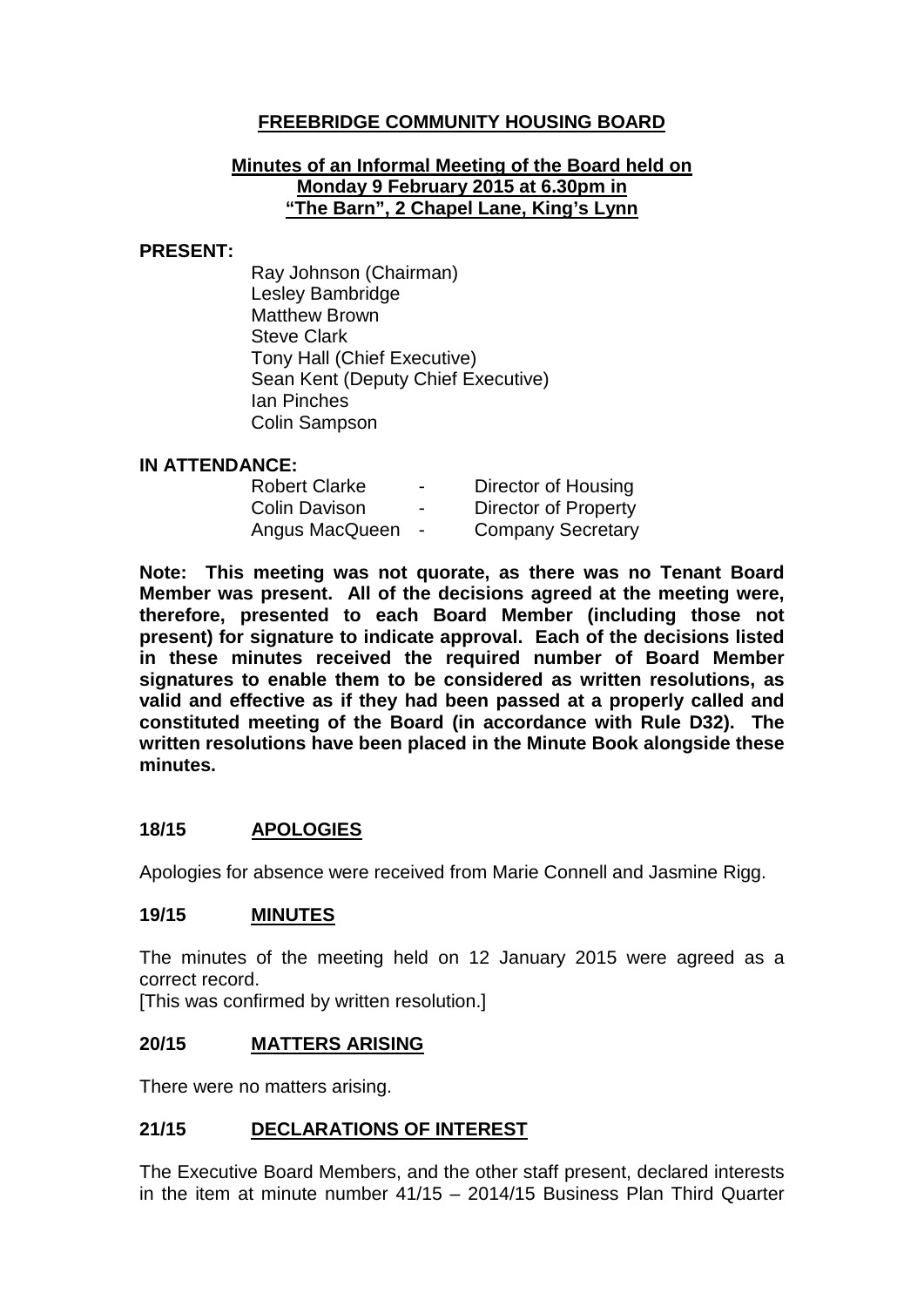# FREEBRIDGE COMMUNITY HOUSING BOARD

## Minutes of an Informal Meeting of the Board held on Monday 9 February 2015 at 6.30pm in "The Barn", 2 Chapel Lane, King's Lynn

**PRESENT:**

Ray Johnson (Chairman)
Lesley Bambridge
Matthew Brown
Steve Clark
Tony Hall (Chief Executive)
Sean Kent (Deputy Chief Executive)
Ian Pinches
Colin Sampson

**IN ATTENDANCE:**

| | | |
|---|---|---|
| Robert Clarke | - | Director of Housing |
| Colin Davison | - | Director of Property |
| Angus MacQueen | - | Company Secretary |

**Note: This meeting was not quorate, as there was no Tenant Board Member was present. All of the decisions agreed at the meeting were, therefore, presented to each Board Member (including those not present) for signature to indicate approval. Each of the decisions listed in these minutes received the required number of Board Member signatures to enable them to be considered as written resolutions, as valid and effective as if they had been passed at a properly called and constituted meeting of the Board (in accordance with Rule D32). The written resolutions have been placed in the Minute Book alongside these minutes.**

### 18/15 APOLOGIES

Apologies for absence were received from Marie Connell and Jasmine Rigg.

### 19/15 MINUTES

The minutes of the meeting held on 12 January 2015 were agreed as a correct record.
[This was confirmed by written resolution.]

### 20/15 MATTERS ARISING

There were no matters arising.

### 21/15 DECLARATIONS OF INTEREST

The Executive Board Members, and the other staff present, declared interests in the item at minute number 41/15 – 2014/15 Business Plan Third Quarter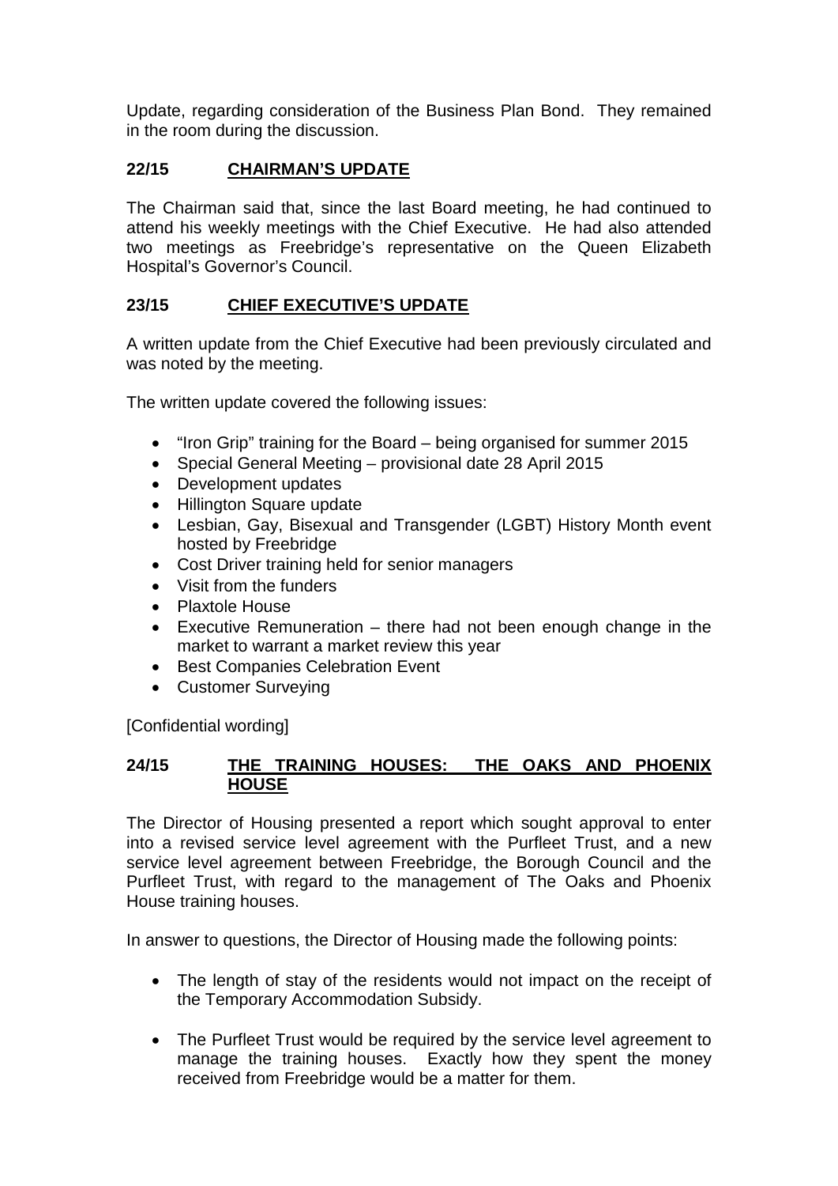Update, regarding consideration of the Business Plan Bond. They remained in the room during the discussion.

## 22/15 CHAIRMAN'S UPDATE

The Chairman said that, since the last Board meeting, he had continued to attend his weekly meetings with the Chief Executive. He had also attended two meetings as Freebridge's representative on the Queen Elizabeth Hospital's Governor's Council.

## 23/15 CHIEF EXECUTIVE'S UPDATE

A written update from the Chief Executive had been previously circulated and was noted by the meeting.

The written update covered the following issues:

- "Iron Grip" training for the Board – being organised for summer 2015
- Special General Meeting – provisional date 28 April 2015
- Development updates
- Hillington Square update
- Lesbian, Gay, Bisexual and Transgender (LGBT) History Month event hosted by Freebridge
- Cost Driver training held for senior managers
- Visit from the funders
- Plaxtole House
- Executive Remuneration – there had not been enough change in the market to warrant a market review this year
- Best Companies Celebration Event
- Customer Surveying

[Confidential wording]

## 24/15 THE TRAINING HOUSES: THE OAKS AND PHOENIX HOUSE

The Director of Housing presented a report which sought approval to enter into a revised service level agreement with the Purfleet Trust, and a new service level agreement between Freebridge, the Borough Council and the Purfleet Trust, with regard to the management of The Oaks and Phoenix House training houses.

In answer to questions, the Director of Housing made the following points:

- The length of stay of the residents would not impact on the receipt of the Temporary Accommodation Subsidy.

- The Purfleet Trust would be required by the service level agreement to manage the training houses. Exactly how they spent the money received from Freebridge would be a matter for them.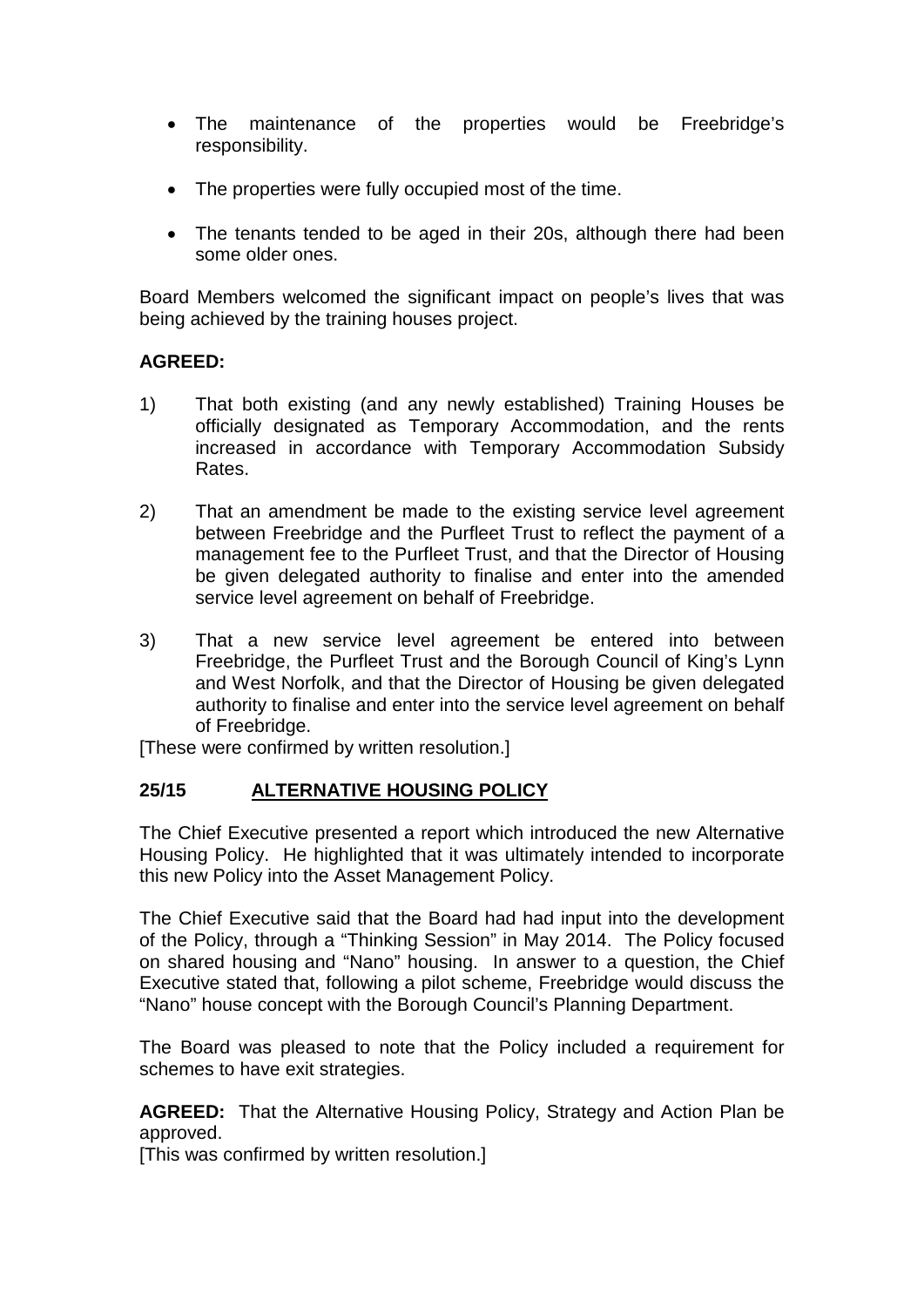- The maintenance of the properties would be Freebridge's responsibility.

- The properties were fully occupied most of the time.

- The tenants tended to be aged in their 20s, although there had been some older ones.

Board Members welcomed the significant impact on people's lives that was being achieved by the training houses project.

**AGREED:**

1) That both existing (and any newly established) Training Houses be officially designated as Temporary Accommodation, and the rents increased in accordance with Temporary Accommodation Subsidy Rates.

2) That an amendment be made to the existing service level agreement between Freebridge and the Purfleet Trust to reflect the payment of a management fee to the Purfleet Trust, and that the Director of Housing be given delegated authority to finalise and enter into the amended service level agreement on behalf of Freebridge.

3) That a new service level agreement be entered into between Freebridge, the Purfleet Trust and the Borough Council of King's Lynn and West Norfolk, and that the Director of Housing be given delegated authority to finalise and enter into the service level agreement on behalf of Freebridge.

[These were confirmed by written resolution.]

## 25/15 ALTERNATIVE HOUSING POLICY

The Chief Executive presented a report which introduced the new Alternative Housing Policy. He highlighted that it was ultimately intended to incorporate this new Policy into the Asset Management Policy.

The Chief Executive said that the Board had had input into the development of the Policy, through a "Thinking Session" in May 2014. The Policy focused on shared housing and "Nano" housing. In answer to a question, the Chief Executive stated that, following a pilot scheme, Freebridge would discuss the "Nano" house concept with the Borough Council's Planning Department.

The Board was pleased to note that the Policy included a requirement for schemes to have exit strategies.

**AGREED:** That the Alternative Housing Policy, Strategy and Action Plan be approved.

[This was confirmed by written resolution.]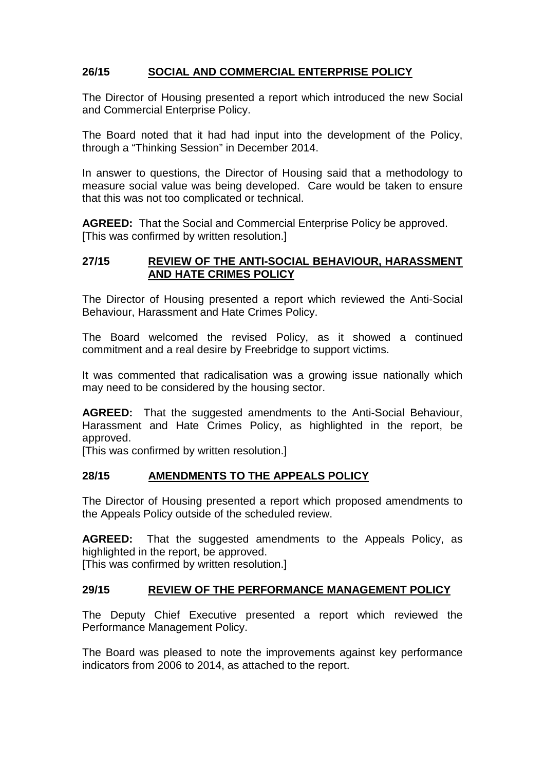## 26/15 SOCIAL AND COMMERCIAL ENTERPRISE POLICY

The Director of Housing presented a report which introduced the new Social and Commercial Enterprise Policy.

The Board noted that it had had input into the development of the Policy, through a "Thinking Session" in December 2014.

In answer to questions, the Director of Housing said that a methodology to measure social value was being developed. Care would be taken to ensure that this was not too complicated or technical.

**AGREED:** That the Social and Commercial Enterprise Policy be approved. [This was confirmed by written resolution.]

## 27/15 REVIEW OF THE ANTI-SOCIAL BEHAVIOUR, HARASSMENT AND HATE CRIMES POLICY

The Director of Housing presented a report which reviewed the Anti-Social Behaviour, Harassment and Hate Crimes Policy.

The Board welcomed the revised Policy, as it showed a continued commitment and a real desire by Freebridge to support victims.

It was commented that radicalisation was a growing issue nationally which may need to be considered by the housing sector.

**AGREED:** That the suggested amendments to the Anti-Social Behaviour, Harassment and Hate Crimes Policy, as highlighted in the report, be approved.
[This was confirmed by written resolution.]

## 28/15 AMENDMENTS TO THE APPEALS POLICY

The Director of Housing presented a report which proposed amendments to the Appeals Policy outside of the scheduled review.

**AGREED:** That the suggested amendments to the Appeals Policy, as highlighted in the report, be approved.
[This was confirmed by written resolution.]

## 29/15 REVIEW OF THE PERFORMANCE MANAGEMENT POLICY

The Deputy Chief Executive presented a report which reviewed the Performance Management Policy.

The Board was pleased to note the improvements against key performance indicators from 2006 to 2014, as attached to the report.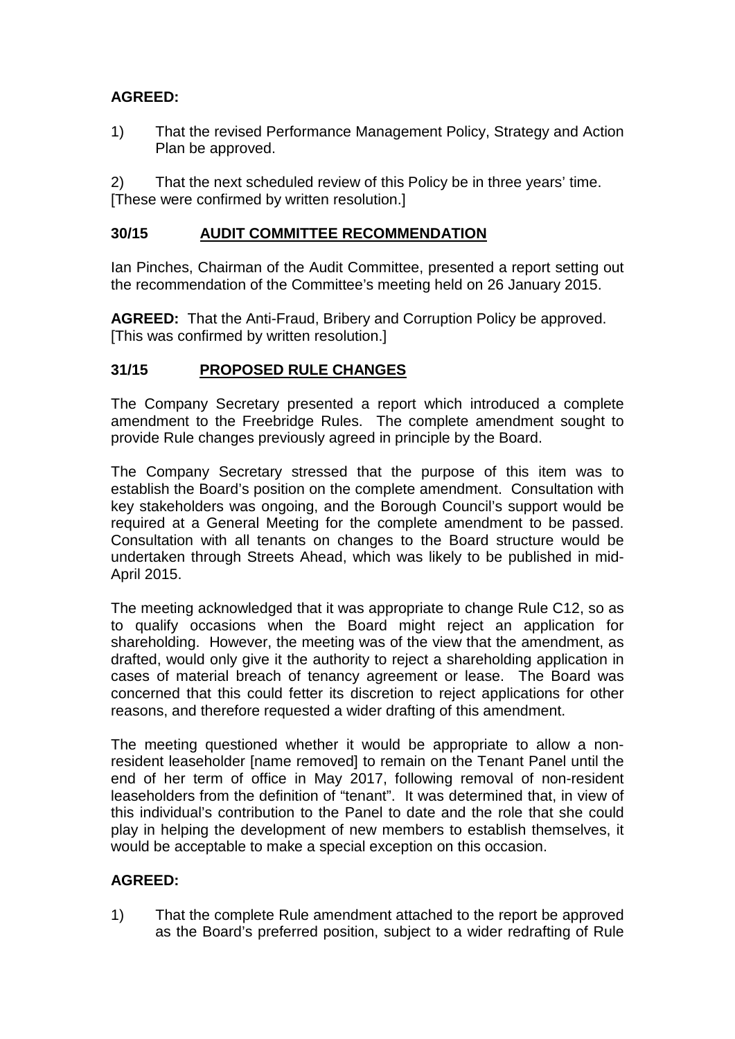**AGREED:**

1) That the revised Performance Management Policy, Strategy and Action Plan be approved.

2) That the next scheduled review of this Policy be in three years' time. [These were confirmed by written resolution.]

## 30/15 AUDIT COMMITTEE RECOMMENDATION

Ian Pinches, Chairman of the Audit Committee, presented a report setting out the recommendation of the Committee's meeting held on 26 January 2015.

**AGREED:** That the Anti-Fraud, Bribery and Corruption Policy be approved. [This was confirmed by written resolution.]

## 31/15 PROPOSED RULE CHANGES

The Company Secretary presented a report which introduced a complete amendment to the Freebridge Rules. The complete amendment sought to provide Rule changes previously agreed in principle by the Board.

The Company Secretary stressed that the purpose of this item was to establish the Board's position on the complete amendment. Consultation with key stakeholders was ongoing, and the Borough Council's support would be required at a General Meeting for the complete amendment to be passed. Consultation with all tenants on changes to the Board structure would be undertaken through Streets Ahead, which was likely to be published in mid-April 2015.

The meeting acknowledged that it was appropriate to change Rule C12, so as to qualify occasions when the Board might reject an application for shareholding. However, the meeting was of the view that the amendment, as drafted, would only give it the authority to reject a shareholding application in cases of material breach of tenancy agreement or lease. The Board was concerned that this could fetter its discretion to reject applications for other reasons, and therefore requested a wider drafting of this amendment.

The meeting questioned whether it would be appropriate to allow a non-resident leaseholder [name removed] to remain on the Tenant Panel until the end of her term of office in May 2017, following removal of non-resident leaseholders from the definition of "tenant". It was determined that, in view of this individual's contribution to the Panel to date and the role that she could play in helping the development of new members to establish themselves, it would be acceptable to make a special exception on this occasion.

**AGREED:**

1) That the complete Rule amendment attached to the report be approved as the Board's preferred position, subject to a wider redrafting of Rule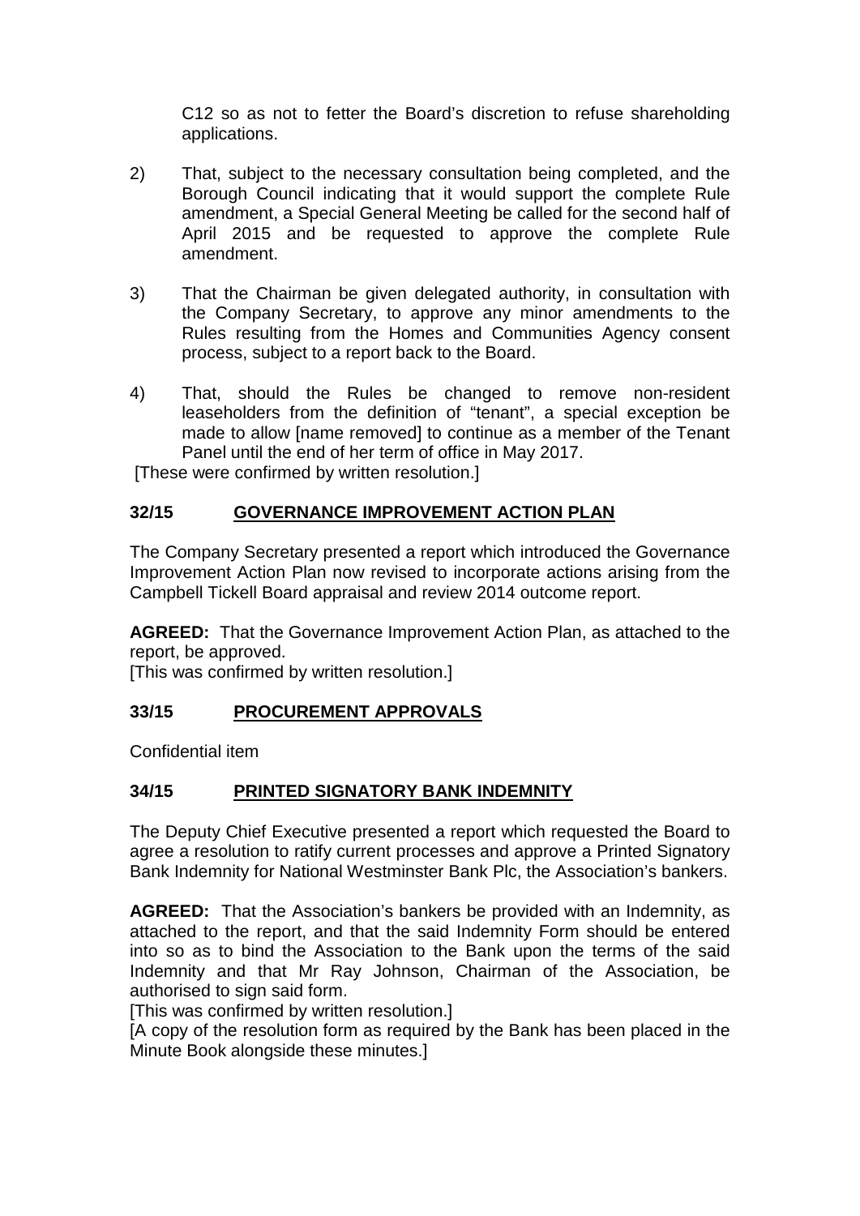C12 so as not to fetter the Board's discretion to refuse shareholding applications.

2) That, subject to the necessary consultation being completed, and the Borough Council indicating that it would support the complete Rule amendment, a Special General Meeting be called for the second half of April 2015 and be requested to approve the complete Rule amendment.

3) That the Chairman be given delegated authority, in consultation with the Company Secretary, to approve any minor amendments to the Rules resulting from the Homes and Communities Agency consent process, subject to a report back to the Board.

4) That, should the Rules be changed to remove non-resident leaseholders from the definition of "tenant", a special exception be made to allow [name removed] to continue as a member of the Tenant Panel until the end of her term of office in May 2017.

[These were confirmed by written resolution.]

## 32/15 GOVERNANCE IMPROVEMENT ACTION PLAN

The Company Secretary presented a report which introduced the Governance Improvement Action Plan now revised to incorporate actions arising from the Campbell Tickell Board appraisal and review 2014 outcome report.

**AGREED:** That the Governance Improvement Action Plan, as attached to the report, be approved.
[This was confirmed by written resolution.]

## 33/15 PROCUREMENT APPROVALS

Confidential item

## 34/15 PRINTED SIGNATORY BANK INDEMNITY

The Deputy Chief Executive presented a report which requested the Board to agree a resolution to ratify current processes and approve a Printed Signatory Bank Indemnity for National Westminster Bank Plc, the Association's bankers.

**AGREED:** That the Association's bankers be provided with an Indemnity, as attached to the report, and that the said Indemnity Form should be entered into so as to bind the Association to the Bank upon the terms of the said Indemnity and that Mr Ray Johnson, Chairman of the Association, be authorised to sign said form.
[This was confirmed by written resolution.]
[A copy of the resolution form as required by the Bank has been placed in the Minute Book alongside these minutes.]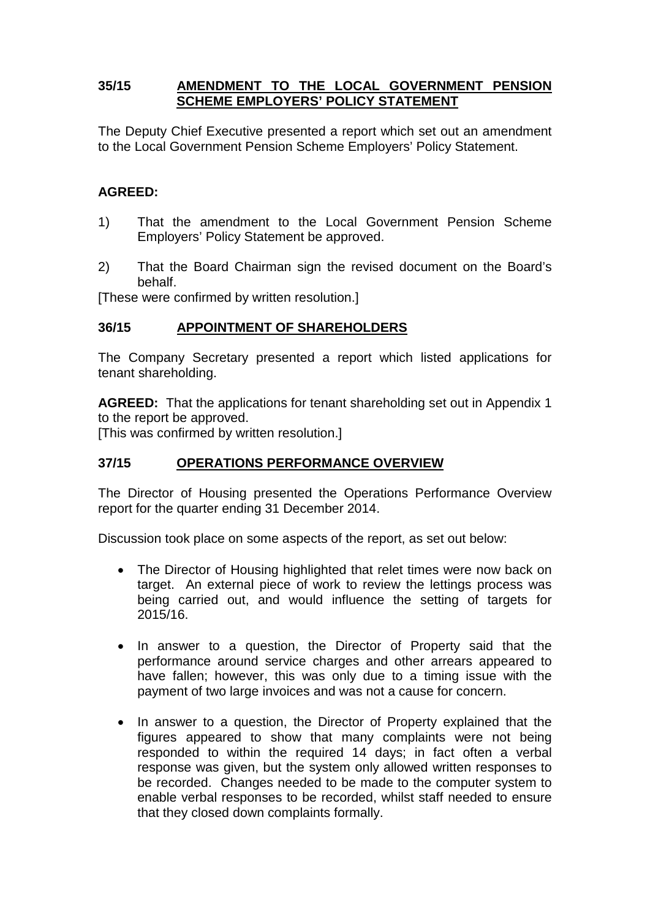## 35/15 AMENDMENT TO THE LOCAL GOVERNMENT PENSION SCHEME EMPLOYERS' POLICY STATEMENT

The Deputy Chief Executive presented a report which set out an amendment to the Local Government Pension Scheme Employers' Policy Statement.

**AGREED:**

1) That the amendment to the Local Government Pension Scheme Employers' Policy Statement be approved.

2) That the Board Chairman sign the revised document on the Board's behalf.

[These were confirmed by written resolution.]

## 36/15 APPOINTMENT OF SHAREHOLDERS

The Company Secretary presented a report which listed applications for tenant shareholding.

**AGREED:** That the applications for tenant shareholding set out in Appendix 1 to the report be approved.

[This was confirmed by written resolution.]

## 37/15 OPERATIONS PERFORMANCE OVERVIEW

The Director of Housing presented the Operations Performance Overview report for the quarter ending 31 December 2014.

Discussion took place on some aspects of the report, as set out below:

- The Director of Housing highlighted that relet times were now back on target. An external piece of work to review the lettings process was being carried out, and would influence the setting of targets for 2015/16.

- In answer to a question, the Director of Property said that the performance around service charges and other arrears appeared to have fallen; however, this was only due to a timing issue with the payment of two large invoices and was not a cause for concern.

- In answer to a question, the Director of Property explained that the figures appeared to show that many complaints were not being responded to within the required 14 days; in fact often a verbal response was given, but the system only allowed written responses to be recorded. Changes needed to be made to the computer system to enable verbal responses to be recorded, whilst staff needed to ensure that they closed down complaints formally.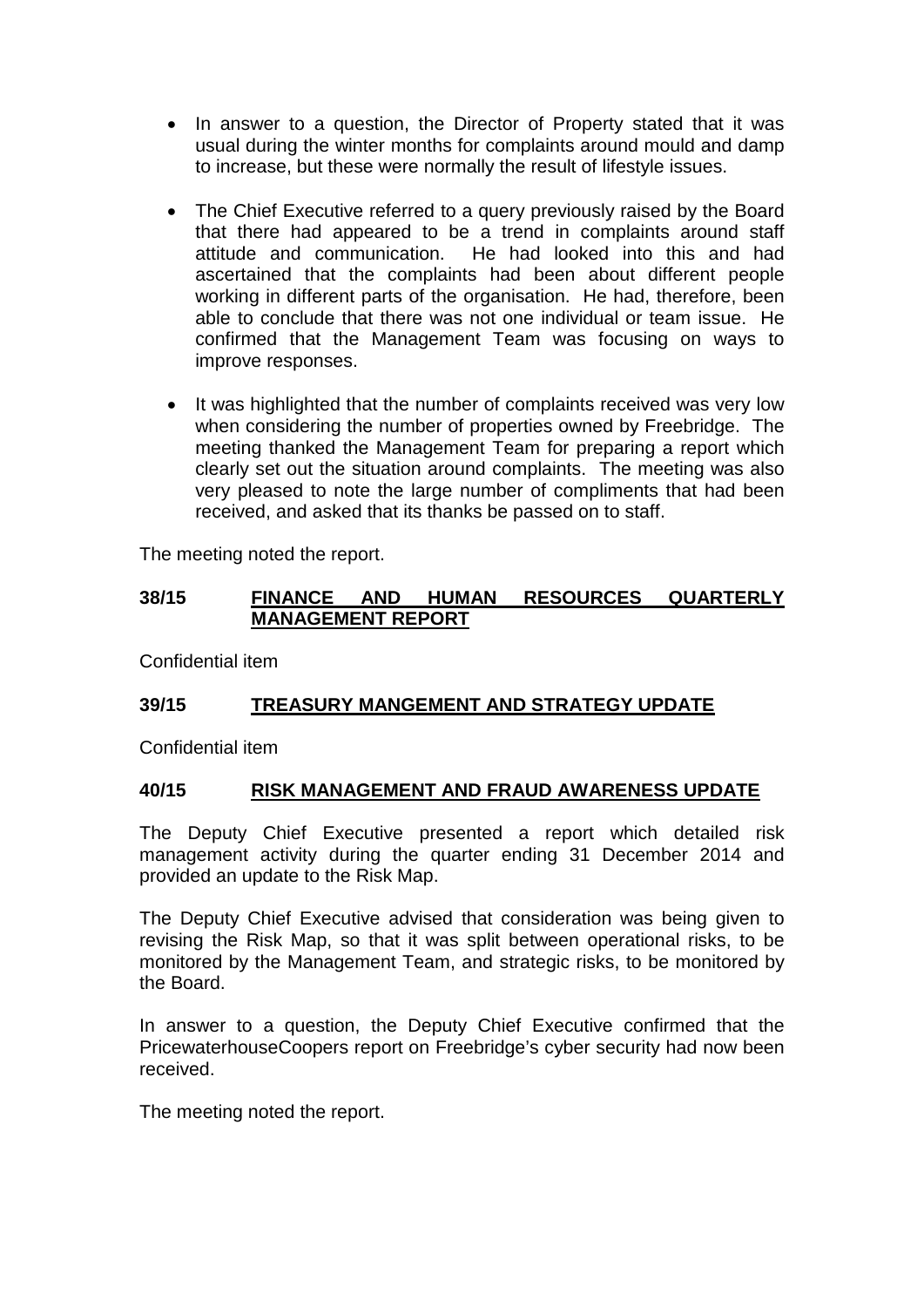- In answer to a question, the Director of Property stated that it was usual during the winter months for complaints around mould and damp to increase, but these were normally the result of lifestyle issues.

- The Chief Executive referred to a query previously raised by the Board that there had appeared to be a trend in complaints around staff attitude and communication. He had looked into this and had ascertained that the complaints had been about different people working in different parts of the organisation. He had, therefore, been able to conclude that there was not one individual or team issue. He confirmed that the Management Team was focusing on ways to improve responses.

- It was highlighted that the number of complaints received was very low when considering the number of properties owned by Freebridge. The meeting thanked the Management Team for preparing a report which clearly set out the situation around complaints. The meeting was also very pleased to note the large number of compliments that had been received, and asked that its thanks be passed on to staff.

The meeting noted the report.

### 38/15 FINANCE AND HUMAN RESOURCES QUARTERLY MANAGEMENT REPORT

Confidential item

### 39/15 TREASURY MANGEMENT AND STRATEGY UPDATE

Confidential item

### 40/15 RISK MANAGEMENT AND FRAUD AWARENESS UPDATE

The Deputy Chief Executive presented a report which detailed risk management activity during the quarter ending 31 December 2014 and provided an update to the Risk Map.

The Deputy Chief Executive advised that consideration was being given to revising the Risk Map, so that it was split between operational risks, to be monitored by the Management Team, and strategic risks, to be monitored by the Board.

In answer to a question, the Deputy Chief Executive confirmed that the PricewaterhouseCoopers report on Freebridge's cyber security had now been received.

The meeting noted the report.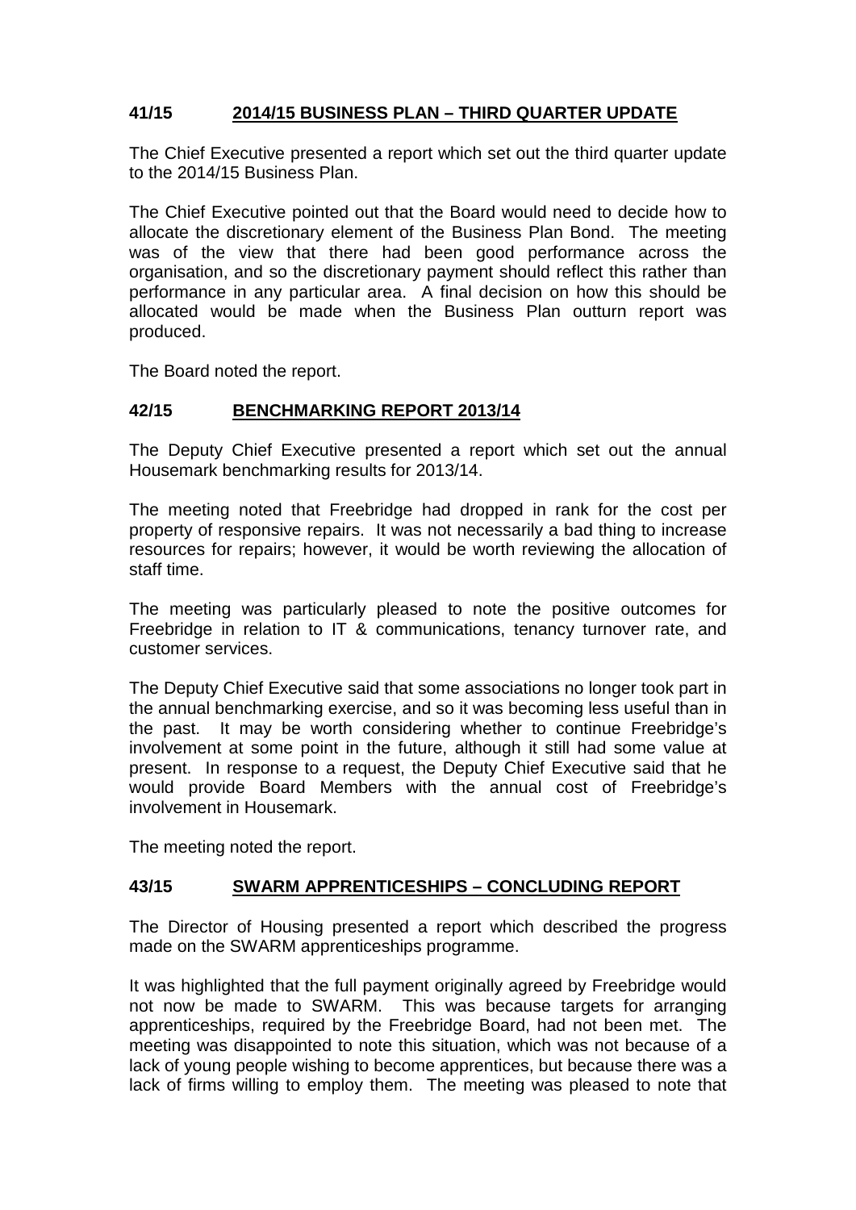## 41/15 2014/15 BUSINESS PLAN – THIRD QUARTER UPDATE

The Chief Executive presented a report which set out the third quarter update to the 2014/15 Business Plan.

The Chief Executive pointed out that the Board would need to decide how to allocate the discretionary element of the Business Plan Bond. The meeting was of the view that there had been good performance across the organisation, and so the discretionary payment should reflect this rather than performance in any particular area. A final decision on how this should be allocated would be made when the Business Plan outturn report was produced.

The Board noted the report.

## 42/15 BENCHMARKING REPORT 2013/14

The Deputy Chief Executive presented a report which set out the annual Housemark benchmarking results for 2013/14.

The meeting noted that Freebridge had dropped in rank for the cost per property of responsive repairs. It was not necessarily a bad thing to increase resources for repairs; however, it would be worth reviewing the allocation of staff time.

The meeting was particularly pleased to note the positive outcomes for Freebridge in relation to IT & communications, tenancy turnover rate, and customer services.

The Deputy Chief Executive said that some associations no longer took part in the annual benchmarking exercise, and so it was becoming less useful than in the past. It may be worth considering whether to continue Freebridge's involvement at some point in the future, although it still had some value at present. In response to a request, the Deputy Chief Executive said that he would provide Board Members with the annual cost of Freebridge's involvement in Housemark.

The meeting noted the report.

## 43/15 SWARM APPRENTICESHIPS – CONCLUDING REPORT

The Director of Housing presented a report which described the progress made on the SWARM apprenticeships programme.

It was highlighted that the full payment originally agreed by Freebridge would not now be made to SWARM. This was because targets for arranging apprenticeships, required by the Freebridge Board, had not been met. The meeting was disappointed to note this situation, which was not because of a lack of young people wishing to become apprentices, but because there was a lack of firms willing to employ them. The meeting was pleased to note that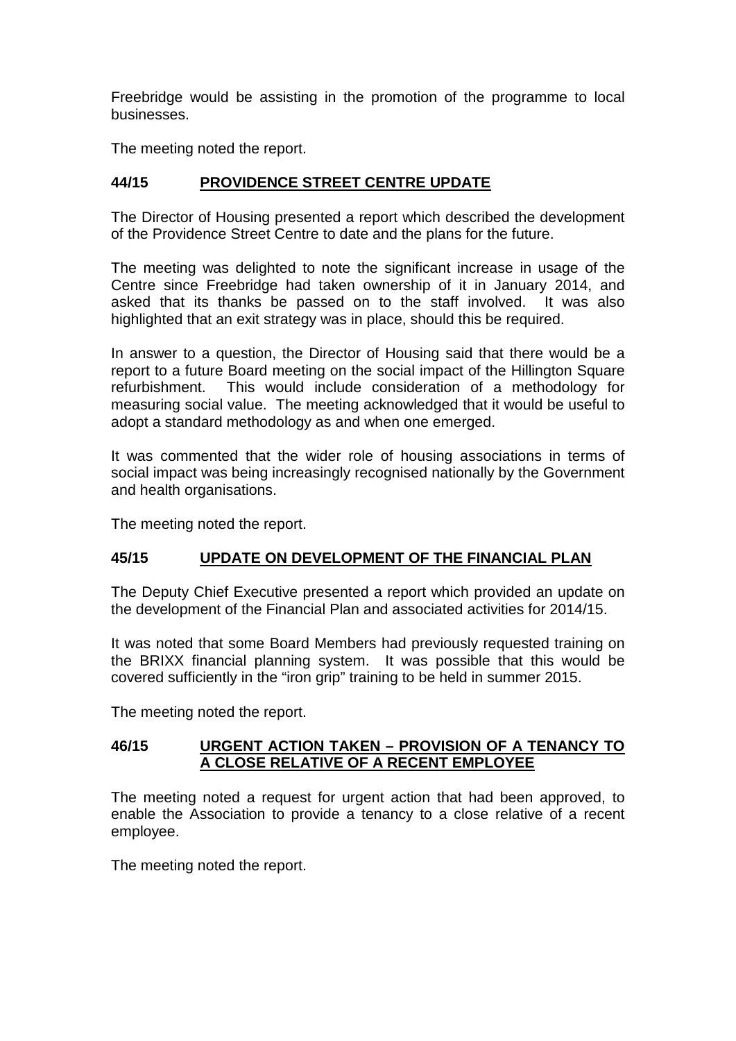Freebridge would be assisting in the promotion of the programme to local businesses.

The meeting noted the report.

## 44/15 PROVIDENCE STREET CENTRE UPDATE

The Director of Housing presented a report which described the development of the Providence Street Centre to date and the plans for the future.

The meeting was delighted to note the significant increase in usage of the Centre since Freebridge had taken ownership of it in January 2014, and asked that its thanks be passed on to the staff involved. It was also highlighted that an exit strategy was in place, should this be required.

In answer to a question, the Director of Housing said that there would be a report to a future Board meeting on the social impact of the Hillington Square refurbishment. This would include consideration of a methodology for measuring social value. The meeting acknowledged that it would be useful to adopt a standard methodology as and when one emerged.

It was commented that the wider role of housing associations in terms of social impact was being increasingly recognised nationally by the Government and health organisations.

The meeting noted the report.

## 45/15 UPDATE ON DEVELOPMENT OF THE FINANCIAL PLAN

The Deputy Chief Executive presented a report which provided an update on the development of the Financial Plan and associated activities for 2014/15.

It was noted that some Board Members had previously requested training on the BRIXX financial planning system. It was possible that this would be covered sufficiently in the "iron grip" training to be held in summer 2015.

The meeting noted the report.

## 46/15 URGENT ACTION TAKEN – PROVISION OF A TENANCY TO A CLOSE RELATIVE OF A RECENT EMPLOYEE

The meeting noted a request for urgent action that had been approved, to enable the Association to provide a tenancy to a close relative of a recent employee.

The meeting noted the report.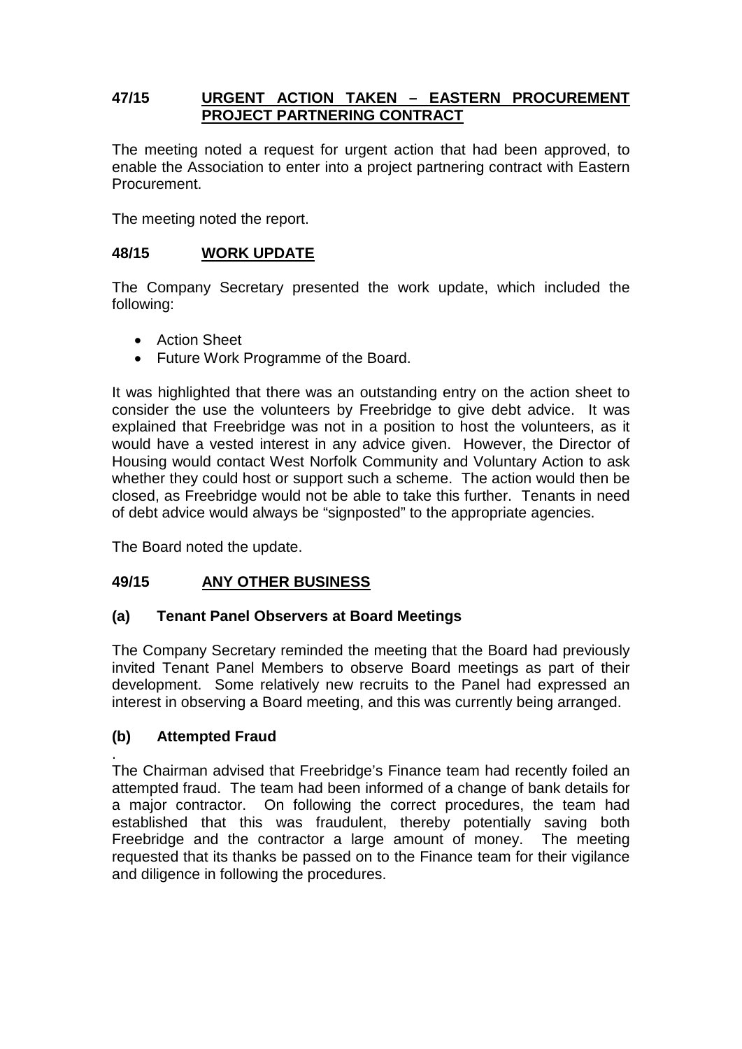## 47/15 URGENT ACTION TAKEN – EASTERN PROCUREMENT PROJECT PARTNERING CONTRACT

The meeting noted a request for urgent action that had been approved, to enable the Association to enter into a project partnering contract with Eastern Procurement.

The meeting noted the report.

## 48/15 WORK UPDATE

The Company Secretary presented the work update, which included the following:

- Action Sheet
- Future Work Programme of the Board.

It was highlighted that there was an outstanding entry on the action sheet to consider the use the volunteers by Freebridge to give debt advice. It was explained that Freebridge was not in a position to host the volunteers, as it would have a vested interest in any advice given. However, the Director of Housing would contact West Norfolk Community and Voluntary Action to ask whether they could host or support such a scheme. The action would then be closed, as Freebridge would not be able to take this further. Tenants in need of debt advice would always be "signposted" to the appropriate agencies.

The Board noted the update.

## 49/15 ANY OTHER BUSINESS

### (a) Tenant Panel Observers at Board Meetings

The Company Secretary reminded the meeting that the Board had previously invited Tenant Panel Members to observe Board meetings as part of their development. Some relatively new recruits to the Panel had expressed an interest in observing a Board meeting, and this was currently being arranged.

### (b) Attempted Fraud

.
The Chairman advised that Freebridge's Finance team had recently foiled an attempted fraud. The team had been informed of a change of bank details for a major contractor. On following the correct procedures, the team had established that this was fraudulent, thereby potentially saving both Freebridge and the contractor a large amount of money. The meeting requested that its thanks be passed on to the Finance team for their vigilance and diligence in following the procedures.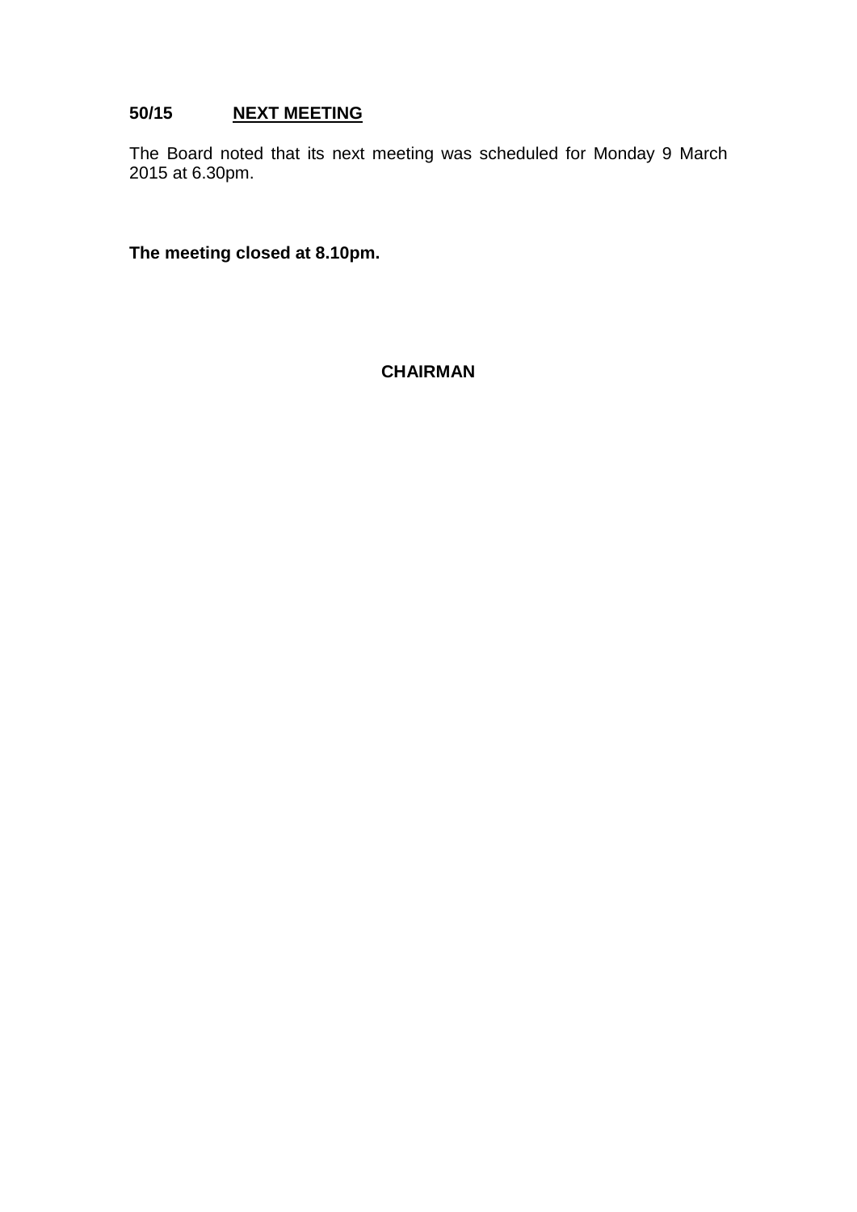## 50/15 NEXT MEETING

The Board noted that its next meeting was scheduled for Monday 9 March 2015 at 6.30pm.

**The meeting closed at 8.10pm.**

**CHAIRMAN**